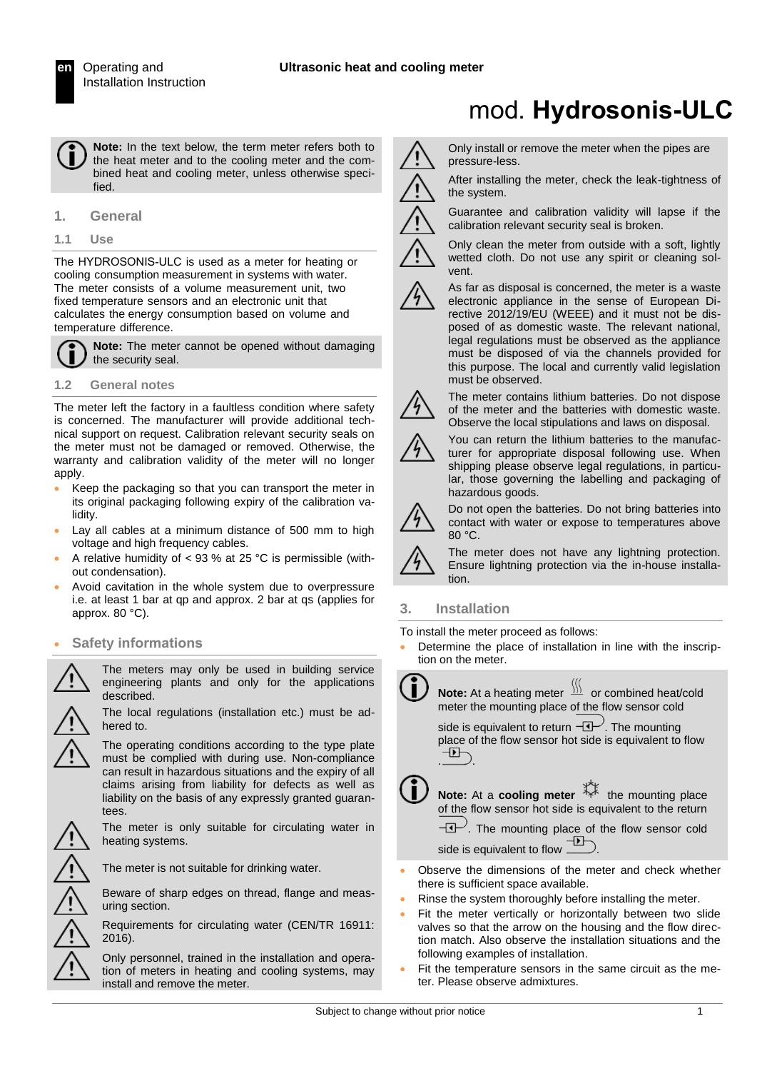Operating and Installation Instruction

**Ultrasonic heat and cooling meter**

# mod. **Hydrosonis-ULC**

**Note:** In the text below, the term meter refers both to the heat meter and to the cooling meter and the combined heat and cooling meter, unless otherwise specified.

## 1. General

### 1.1 Use

The HYDROSONIS-ULC is used as a meter for heating or cooling consumption measurement in systems with water. The meter consists of a volume measurement unit, two fixed temperature sensors and an electronic unit that calculates the energy consumption based on volume and temperature difference.

**Note:** The meter cannot be opened without damaging the security seal.

### 1.2 General notes

The meter left the factory in a faultless condition where safety is concerned. The manufacturer will provide additional technical support on request. Calibration relevant security seals on the meter must not be damaged or removed. Otherwise, the warranty and calibration validity of the meter will no longer apply.

- Keep the packaging so that you can transport the meter in its original packaging following expiry of the calibration validity.
- Lay all cables at a minimum distance of 500 mm to high voltage and high frequency cables.
- A relative humidity of < 93 % at 25 °C is permissible (without condensation).
- Avoid cavitation in the whole system due to overpressure i.e. at least 1 bar at qp and approx. 2 bar at qs (applies for approx. 80 °C).

## Safety informations

- The meters may only be used in building service engineering plants and only for the applications described.
- The local regulations (installation etc.) must be adhered to.
- The operating conditions according to the type plate must be complied with during use. Non-compliance can result in hazardous situations and the expiry of all claims arising from liability for defects as well as liability on the basis of any expressly granted guarantees.
- The meter is only suitable for circulating water in heating systems.
- The meter is not suitable for drinking water.
- Beware of sharp edges on thread, flange and measuring section.
- Requirements for circulating water (CEN/TR 16911: 2016).
- Only personnel, trained in the installation and operation of meters in heating and cooling systems, may install and remove the meter.
- Only install or remove the meter when the pipes are pressure-less.
- After installing the meter, check the leak-tightness of the system.
- Guarantee and calibration validity will lapse if the calibration relevant security seal is broken.
- Only clean the meter from outside with a soft, lightly wetted cloth. Do not use any spirit or cleaning solvent.
- As far as disposal is concerned, the meter is a waste electronic appliance in the sense of European Directive 2012/19/EU (WEEE) and it must not be disposed of as domestic waste. The relevant national, legal regulations must be observed as the appliance must be disposed of via the channels provided for this purpose. The local and currently valid legislation must be observed.
- The meter contains lithium batteries. Do not dispose of the meter and the batteries with domestic waste. Observe the local stipulations and laws on disposal.
- You can return the lithium batteries to the manufacturer for appropriate disposal following use. When shipping please observe legal regulations, in particular, those governing the labelling and packaging of hazardous goods.
- Do not open the batteries. Do not bring batteries into contact with water or expose to temperatures above 80 °C.
- The meter does not have any lightning protection. Ensure lightning protection via the in-house installation.

## 3. Installation

To install the meter proceed as follows:

- Determine the place of installation in line with the inscription on the meter.

**Note:** At a heating meter or combined heat/cold meter the mounting place of the flow sensor cold side is equivalent to return. The mounting place of the flow sensor hot side is equivalent to flow.

**Note:** At a **cooling meter** the mounting place of the flow sensor hot side is equivalent to the return. The mounting place of the flow sensor cold side is equivalent to flow.

- Observe the dimensions of the meter and check whether there is sufficient space available.
- Rinse the system thoroughly before installing the meter.
- Fit the meter vertically or horizontally between two slide valves so that the arrow on the housing and the flow direction match. Also observe the installation situations and the following examples of installation.
- Fit the temperature sensors in the same circuit as the meter. Please observe admixtures.

Subject to change without prior notice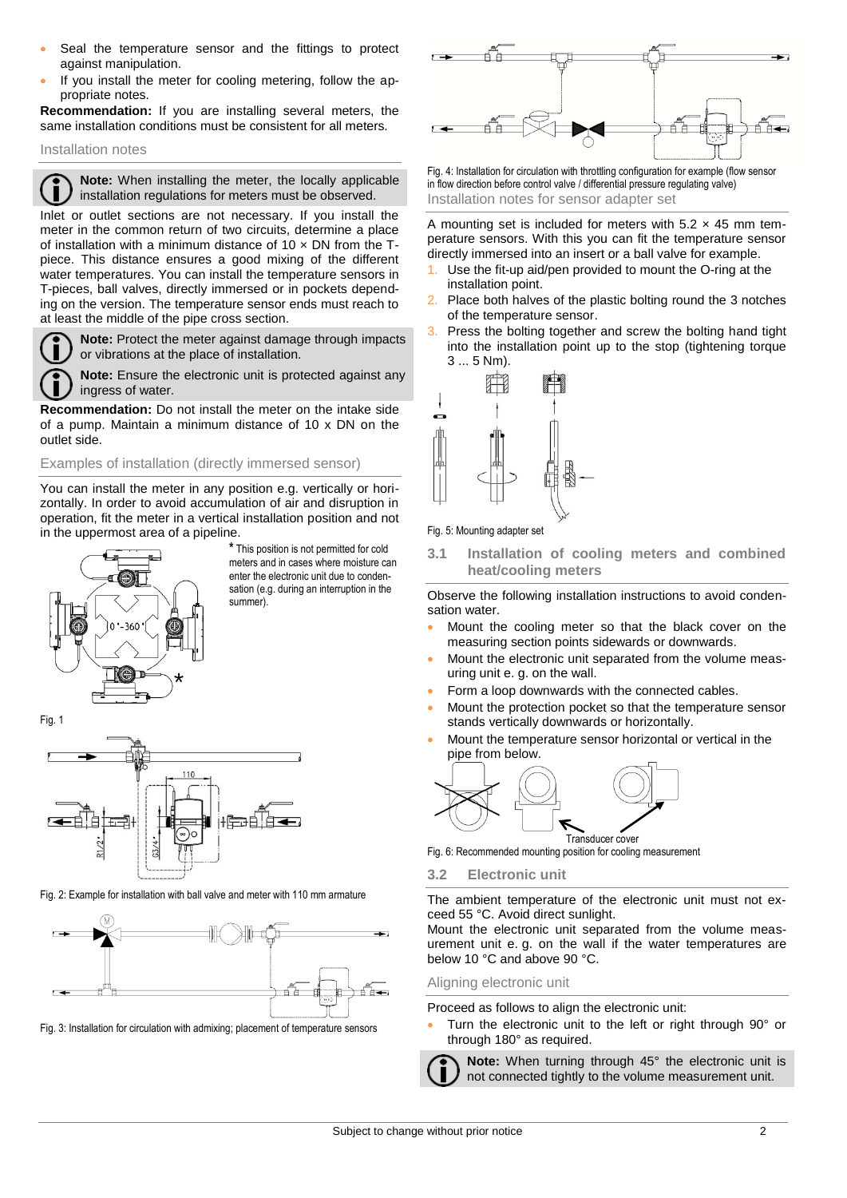- Seal the temperature sensor and the fittings to protect against manipulation.
- If you install the meter for cooling metering, follow the appropriate notes.

**Recommendation:** If you are installing several meters, the same installation conditions must be consistent for all meters.

### Installation notes

**Note:** When installing the meter, the locally applicable installation regulations for meters must be observed.

Inlet or outlet sections are not necessary. If you install the meter in the common return of two circuits, determine a place of installation with a minimum distance of 10 × DN from the T-piece. This distance ensures a good mixing of the different water temperatures. You can install the temperature sensors in T-pieces, ball valves, directly immersed or in pockets depending on the version. The temperature sensor ends must reach to at least the middle of the pipe cross section.

**Note:** Protect the meter against damage through impacts or vibrations at the place of installation.

**Note:** Ensure the electronic unit is protected against any ingress of water.

**Recommendation:** Do not install the meter on the intake side of a pump. Maintain a minimum distance of 10 x DN on the outlet side.

### Examples of installation (directly immersed sensor)

You can install the meter in any position e.g. vertically or horizontally. In order to avoid accumulation of air and disruption in operation, fit the meter in a vertical installation position and not in the uppermost area of a pipeline.

* This position is not permitted for cold meters and in cases where moisture can enter the electronic unit due to condensation (e.g. during an interruption in the summer).

Fig. 1

Fig. 2: Example for installation with ball valve and meter with 110 mm armature

Fig. 3: Installation for circulation with admixing; placement of temperature sensors

Fig. 4: Installation for circulation with throttling configuration for example (flow sensor in flow direction before control valve / differential pressure regulating valve)

### Installation notes for sensor adapter set

A mounting set is included for meters with 5.2 × 45 mm temperature sensors. With this you can fit the temperature sensor directly immersed into an insert or a ball valve for example.

1. Use the fit-up aid/pen provided to mount the O-ring at the installation point.
2. Place both halves of the plastic bolting round the 3 notches of the temperature sensor.
3. Press the bolting together and screw the bolting hand tight into the installation point up to the stop (tightening torque 3 ... 5 Nm).

Fig. 5: Mounting adapter set

## 3.1 Installation of cooling meters and combined heat/cooling meters

Observe the following installation instructions to avoid condensation water.

- Mount the cooling meter so that the black cover on the measuring section points sidewards or downwards.
- Mount the electronic unit separated from the volume measuring unit e. g. on the wall.
- Form a loop downwards with the connected cables.
- Mount the protection pocket so that the temperature sensor stands vertically downwards or horizontally.
- Mount the temperature sensor horizontal or vertical in the pipe from below.

Transducer cover

Fig. 6: Recommended mounting position for cooling measurement

## 3.2 Electronic unit

The ambient temperature of the electronic unit must not exceed 55 °C. Avoid direct sunlight.
Mount the electronic unit separated from the volume measurement unit e. g. on the wall if the water temperatures are below 10 °C and above 90 °C.

### Aligning electronic unit

Proceed as follows to align the electronic unit:

- Turn the electronic unit to the left or right through 90° or through 180° as required.

**Note:** When turning through 45° the electronic unit is not connected tightly to the volume measurement unit.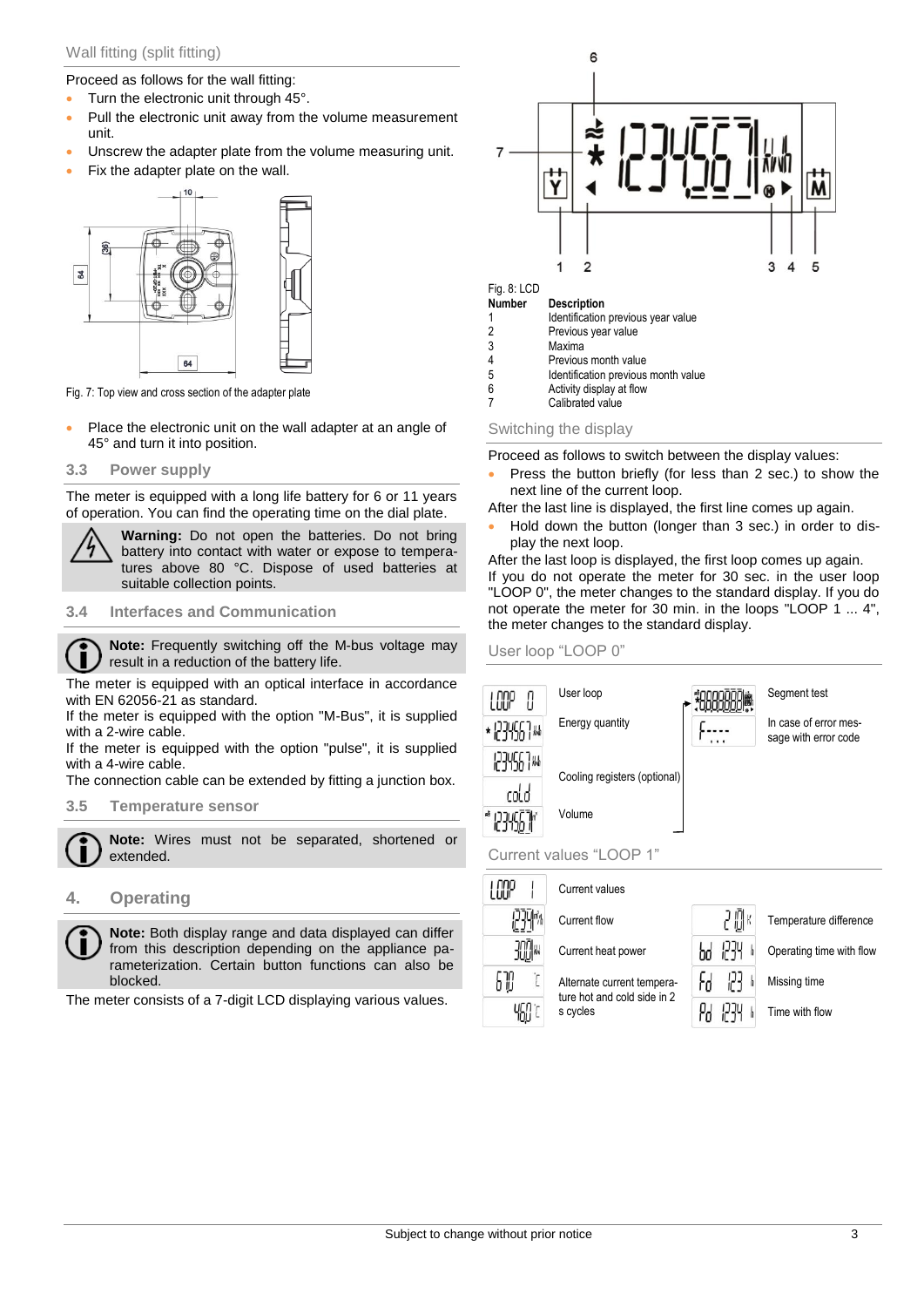### Wall fitting (split fitting)

Proceed as follows for the wall fitting:

- Turn the electronic unit through 45°.
- Pull the electronic unit away from the volume measurement unit.
- Unscrew the adapter plate from the volume measuring unit.
- Fix the adapter plate on the wall.

Fig. 7: Top view and cross section of the adapter plate

- Place the electronic unit on the wall adapter at an angle of 45° and turn it into position.

## 3.3 Power supply

The meter is equipped with a long life battery for 6 or 11 years of operation. You can find the operating time on the dial plate.

**Warning:** Do not open the batteries. Do not bring battery into contact with water or expose to temperatures above 80 °C. Dispose of used batteries at suitable collection points.

## 3.4 Interfaces and Communication

**Note:** Frequently switching off the M-bus voltage may result in a reduction of the battery life.

The meter is equipped with an optical interface in accordance with EN 62056-21 as standard.
If the meter is equipped with the option "M-Bus", it is supplied with a 2-wire cable.
If the meter is equipped with the option "pulse", it is supplied with a 4-wire cable.
The connection cable can be extended by fitting a junction box.

## 3.5 Temperature sensor

**Note:** Wires must not be separated, shortened or extended.

# 4. Operating

**Note:** Both display range and data displayed can differ from this description depending on the appliance parameterization. Certain button functions can also be blocked.

The meter consists of a 7-digit LCD displaying various values.

Fig. 8: LCD

| Number | Description |
|---|---|
| 1 | Identification previous year value |
| 2 | Previous year value |
| 3 | Maxima |
| 4 | Previous month value |
| 5 | Identification previous month value |
| 6 | Activity display at flow |
| 7 | Calibrated value |

### Switching the display

Proceed as follows to switch between the display values:

- Press the button briefly (for less than 2 sec.) to show the next line of the current loop.

After the last line is displayed, the first line comes up again.

- Hold down the button (longer than 3 sec.) in order to display the next loop.

After the last loop is displayed, the first loop comes up again.
If you do not operate the meter for 30 sec. in the user loop "LOOP 0", the meter changes to the standard display. If you do not operate the meter for 30 min. in the loops "LOOP 1 ... 4", the meter changes to the standard display.

### User loop "LOOP 0"

| Display | Description |
|---|---|
| LOOP 0 | User loop |
| * 1234567 kWh | Energy quantity |
| 1234567 kWh | Cooling registers (optional) |
| cold | |
| 1234567 m³ | Volume |
| 8888888 | Segment test |
| F---- | In case of error message with error code |

### Current values "LOOP 1"

| Display | Description |
|---|---|
| LOOP 1 | Current values |
| 1234 m³/h | Current flow |
| 300 kW | Current heat power |
| 67.0 °C / 46.0 °C | Alternate current temperature hot and cold side in 2 s cycles |
| 21.0 K | Temperature difference |
| bd 1234 h | Operating time with flow |
| Fd 123 h | Missing time |
| Pd 1234 h | Time with flow |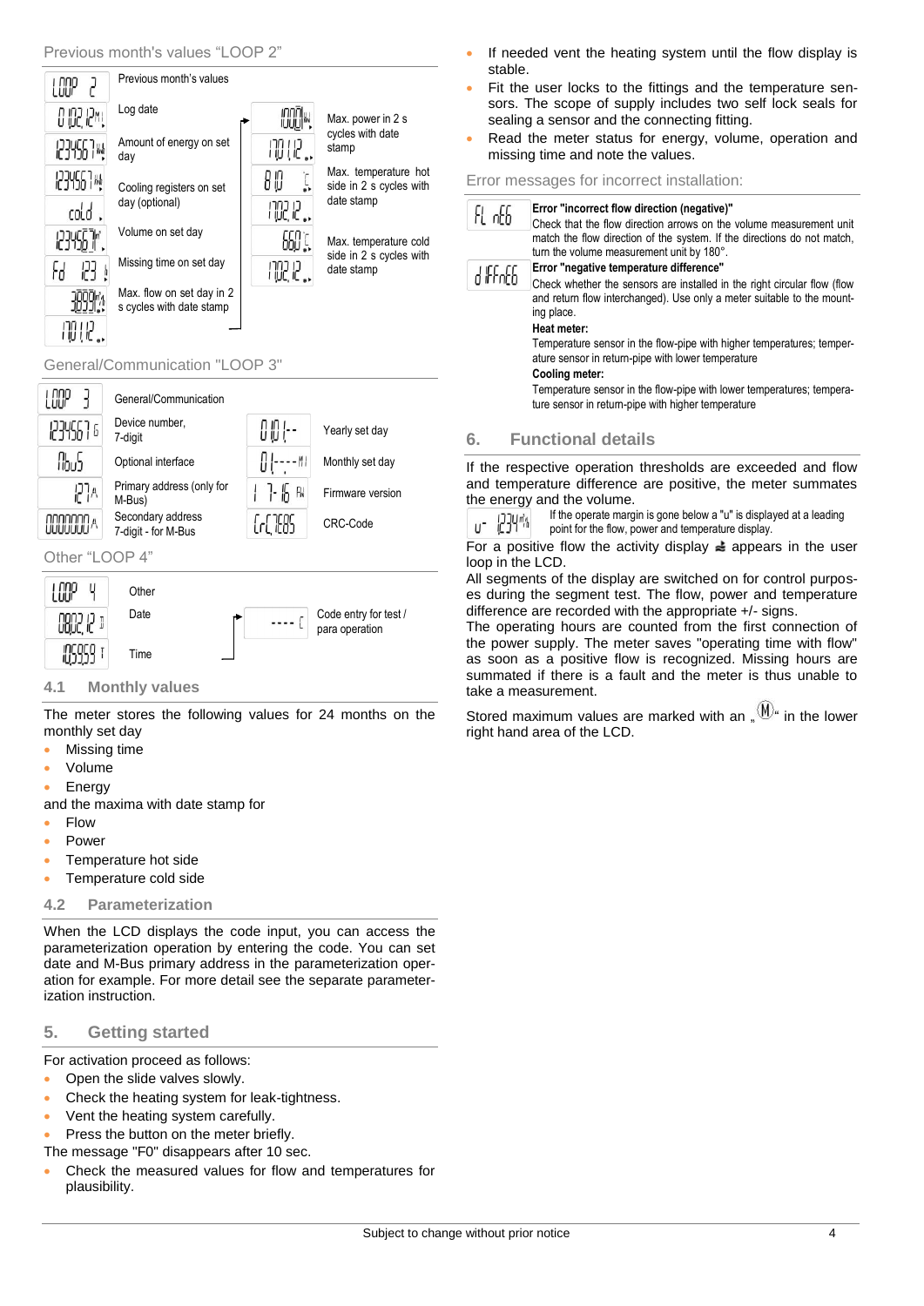Previous month's values "LOOP 2"

| Display | Description | Display | Description |
|---|---|---|---|
| LOOP 2 | Previous month's values | | |
| 0 1.02.12 | Log date | | |
| 1234567 kWh | Amount of energy on set day | 1000 kW | Max. power in 2 s cycles with date stamp |
| 1234567 kWh | Cooling registers on set day (optional) | 17.01.12 | |
| cold | | 81.0 °C | Max. temperature hot side in 2 s cycles with date stamp |
| 1234567 m³ | Volume on set day | 17.02.12 | |
| Fd 123 h | Missing time on set day | 66.0 °C | Max. temperature cold side in 2 s cycles with date stamp |
| 3.899 m³/h | Max. flow on set day in 2 s cycles with date stamp | 17.02.12 | |
| 17.01.12 | | | |

General/Communication "LOOP 3"

| Display | Description | Display | Description |
|---|---|---|---|
| LOOP 3 | General/Communication | | |
| 1234567 | Device number, 7-digit | 01.01.-- | Yearly set day |
| Mbus | Optional interface | 01.----M | Monthly set day |
| 127 A | Primary address (only for M-Bus) | 1 7- 16 FW | Firmware version |
| 00000000 A | Secondary address 7-digit - for M-Bus | CrC 7E85 | CRC-Code |

Other "LOOP 4"

| Display | Description | Display | Description |
|---|---|---|---|
| LOOP 4 | Other | | |
| 08.02.12 | Date | ---- C | Code entry for test / para operation |
| 10:59:59 | Time | | |

## 4.1 Monthly values

The meter stores the following values for 24 months on the monthly set day

- Missing time
- Volume
- Energy

and the maxima with date stamp for

- Flow
- Power
- Temperature hot side
- Temperature cold side

## 4.2 Parameterization

When the LCD displays the code input, you can access the parameterization operation by entering the code. You can set date and M-Bus primary address in the parameterization operation for example. For more detail see the separate parameterization instruction.

# 5. Getting started

For activation proceed as follows:

- Open the slide valves slowly.
- Check the heating system for leak-tightness.
- Vent the heating system carefully.
- Press the button on the meter briefly.

The message "F0" disappears after 10 sec.

- Check the measured values for flow and temperatures for plausibility.
- If needed vent the heating system until the flow display is stable.
- Fit the user locks to the fittings and the temperature sensors. The scope of supply includes two self lock seals for sealing a sensor and the connecting fitting.
- Read the meter status for energy, volume, operation and missing time and note the values.

Error messages for incorrect installation:

| Display | Description |
|---|---|
| FL nEG | **Error "incorrect flow direction (negative)"** Check that the flow direction arrows on the volume measurement unit match the flow direction of the system. If the directions do not match, turn the volume measurement unit by 180°. |
| d IFFnEG | **Error "negative temperature difference"** Check whether the sensors are installed in the right circular flow (flow and return flow interchanged). Use only a meter suitable to the mounting place. **Heat meter:** Temperature sensor in the flow-pipe with higher temperatures; temperature sensor in return-pipe with lower temperature **Cooling meter:** Temperature sensor in the flow-pipe with lower temperatures; temperature sensor in return-pipe with higher temperature |

# 6. Functional details

If the respective operation thresholds are exceeded and flow and temperature difference are positive, the meter summates the energy and the volume.

u- 1.234 m³/h — If the operate margin is gone below a "u" is displayed at a leading point for the flow, power and temperature display.

For a positive flow the activity display appears in the user loop in the LCD.

All segments of the display are switched on for control purposes during the segment test. The flow, power and temperature difference are recorded with the appropriate +/- signs.

The operating hours are counted from the first connection of the power supply. The meter saves "operating time with flow" as soon as a positive flow is recognized. Missing hours are summated if there is a fault and the meter is thus unable to take a measurement.

Stored maximum values are marked with an „Ⓜ" in the lower right hand area of the LCD.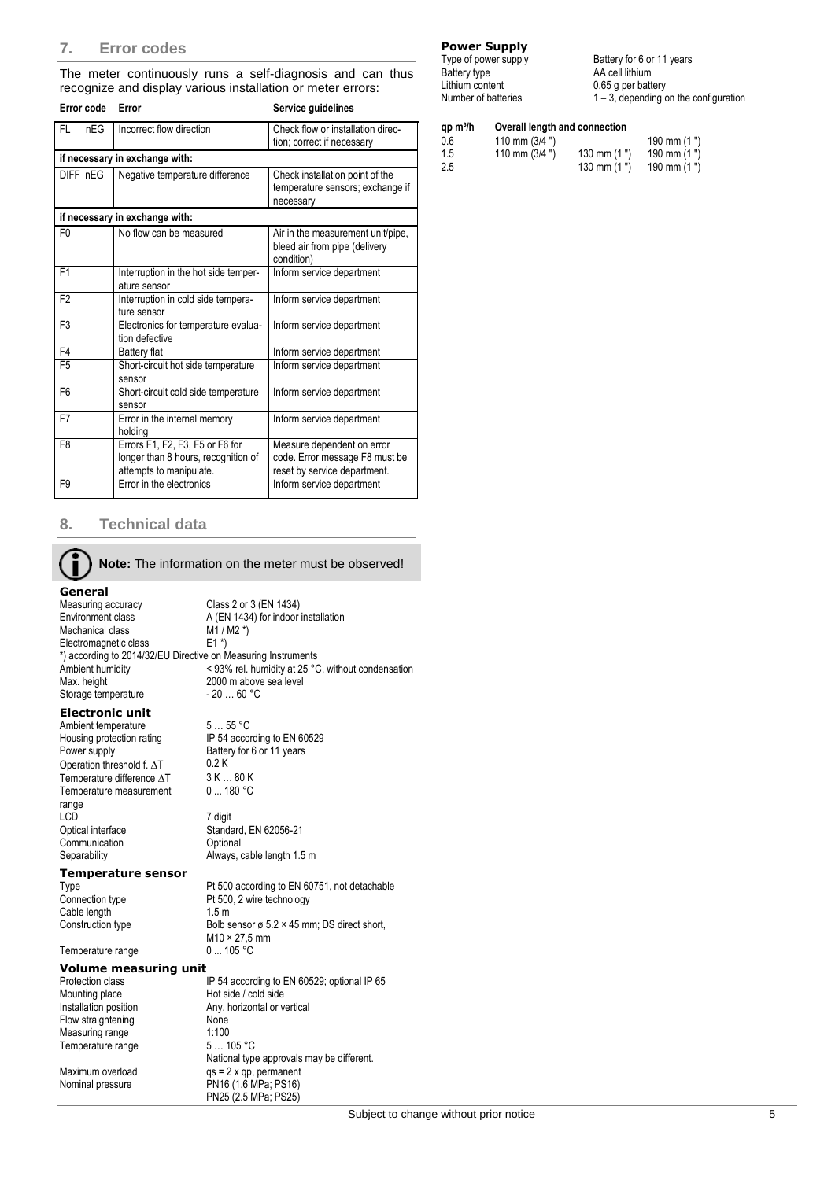## 7. Error codes

The meter continuously runs a self-diagnosis and can thus recognize and display various installation or meter errors:

| Error code | Error | Service guidelines |
|---|---|---|
| FL nEG | Incorrect flow direction | Check flow or installation direction; correct if necessary |
| **if necessary in exchange with:** | | |
| DIFF nEG | Negative temperature difference | Check installation point of the temperature sensors; exchange if necessary |
| **if necessary in exchange with:** | | |
| F0 | No flow can be measured | Air in the measurement unit/pipe, bleed air from pipe (delivery condition) |
| F1 | Interruption in the hot side temperature sensor | Inform service department |
| F2 | Interruption in cold side temperature sensor | Inform service department |
| F3 | Electronics for temperature evaluation defective | Inform service department |
| F4 | Battery flat | Inform service department |
| F5 | Short-circuit hot side temperature sensor | Inform service department |
| F6 | Short-circuit cold side temperature sensor | Inform service department |
| F7 | Error in the internal memory holding | Inform service department |
| F8 | Errors F1, F2, F3, F5 or F6 for longer than 8 hours, recognition of attempts to manipulate. | Measure dependent on error code. Error message F8 must be reset by service department. |
| F9 | Error in the electronics | Inform service department |

## 8. Technical data

**Note:** The information on the meter must be observed!

### General

| | |
|---|---|
| Measuring accuracy | Class 2 or 3 (EN 1434) |
| Environment class | A (EN 1434) for indoor installation |
| Mechanical class | M1 / M2 *) |
| Electromagnetic class | E1 *) |

*) according to 2014/32/EU Directive on Measuring Instruments

| | |
|---|---|
| Ambient humidity | < 93% rel. humidity at 25 °C, without condensation |
| Max. height | 2000 m above sea level |
| Storage temperature | - 20 … 60 °C |

### Electronic unit

| | |
|---|---|
| Ambient temperature | 5 … 55 °C |
| Housing protection rating | IP 54 according to EN 60529 |
| Power supply | Battery for 6 or 11 years |
| Operation threshold f. ∆T | 0.2 K |
| Temperature difference ∆T | 3 K … 80 K |
| Temperature measurement range | 0 ... 180 °C |
| LCD | 7 digit |
| Optical interface | Standard, EN 62056-21 |
| Communication | Optional |
| Separability | Always, cable length 1.5 m |

### Temperature sensor

| | |
|---|---|
| Type | Pt 500 according to EN 60751, not detachable |
| Connection type | Pt 500, 2 wire technology |
| Cable length | 1.5 m |
| Construction type | Bolb sensor ø 5.2 × 45 mm; DS direct short, M10 × 27,5 mm |
| Temperature range | 0 ... 105 °C |

### Volume measuring unit

| | |
|---|---|
| Protection class | IP 54 according to EN 60529; optional IP 65 |
| Mounting place | Hot side / cold side |
| Installation position | Any, horizontal or vertical |
| Flow straightening | None |
| Measuring range | 1:100 |
| Temperature range | 5 … 105 °C<br>National type approvals may be different. |
| Maximum overload | qs = 2 x qp, permanent |
| Nominal pressure | PN16 (1.6 MPa; PS16)<br>PN25 (2.5 MPa; PS25) |

### Power Supply

| | |
|---|---|
| Type of power supply | Battery for 6 or 11 years |
| Battery type | AA cell lithium |
| Lithium content | 0,65 g per battery |
| Number of batteries | 1 – 3, depending on the configuration |

| qp m³/h | Overall length and connection | | |
|---|---|---|---|
| 0.6 | 110 mm (3/4 ") | | 190 mm (1 ") |
| 1.5 | 110 mm (3/4 ") | 130 mm (1 ") | 190 mm (1 ") |
| 2.5 | | 130 mm (1 ") | 190 mm (1 ") |

Subject to change without prior notice